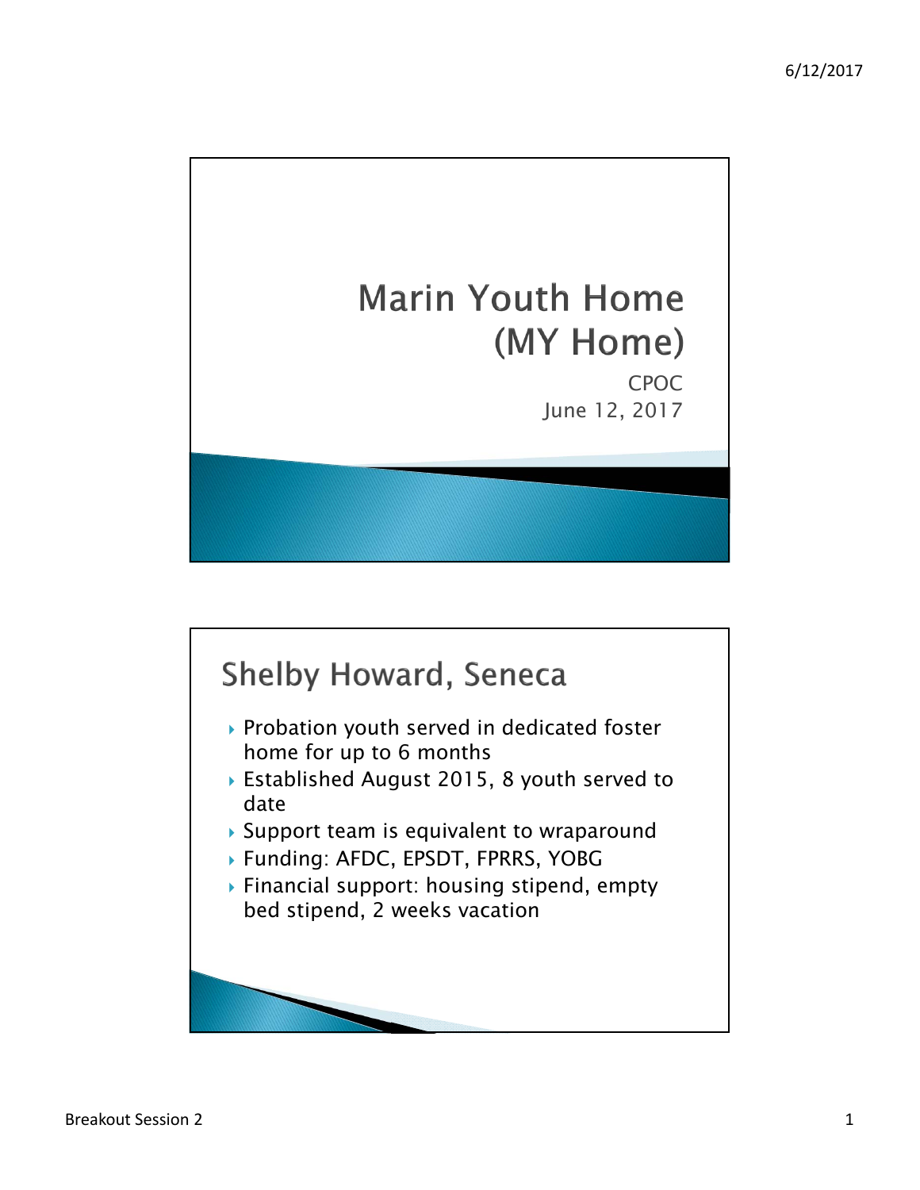# Marin Youth Home (MY Home)

CPOC
June 12, 2017

## Shelby Howard, Seneca

- Probation youth served in dedicated foster home for up to 6 months
- Established August 2015, 8 youth served to date
- Support team is equivalent to wraparound
- Funding: AFDC, EPSDT, FPRRS, YOBG
- Financial support: housing stipend, empty bed stipend, 2 weeks vacation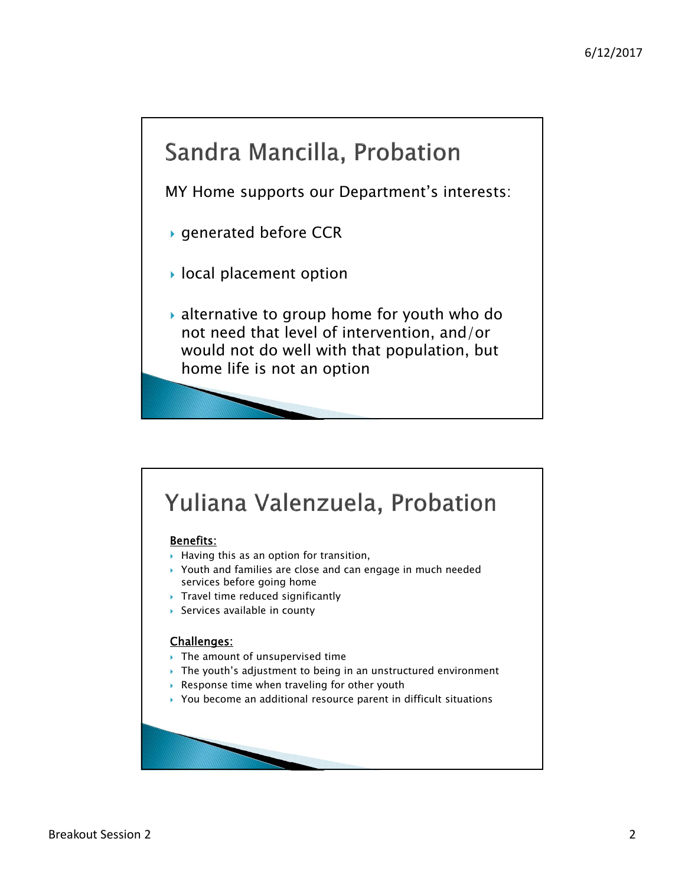## Sandra Mancilla, Probation

MY Home supports our Department's interests:

- generated before CCR
- local placement option
- alternative to group home for youth who do not need that level of intervention, and/or would not do well with that population, but home life is not an option

## Yuliana Valenzuela, Probation

**Benefits:**

- Having this as an option for transition,
- Youth and families are close and can engage in much needed services before going home
- Travel time reduced significantly
- Services available in county

**Challenges:**

- The amount of unsupervised time
- The youth's adjustment to being in an unstructured environment
- Response time when traveling for other youth
- You become an additional resource parent in difficult situations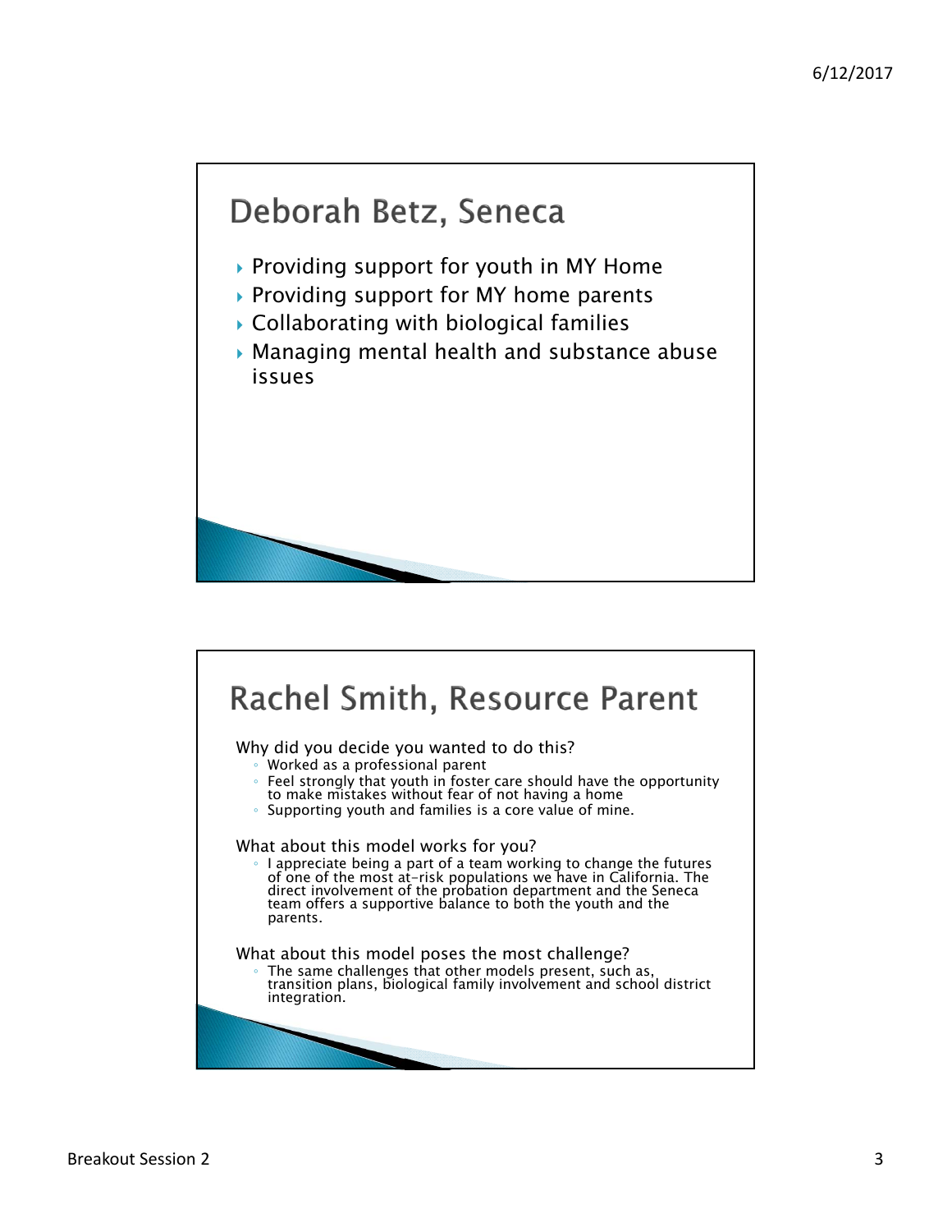## Deborah Betz, Seneca

- Providing support for youth in MY Home
- Providing support for MY home parents
- Collaborating with biological families
- Managing mental health and substance abuse issues

## Rachel Smith, Resource Parent

Why did you decide you wanted to do this?

- Worked as a professional parent
- Feel strongly that youth in foster care should have the opportunity to make mistakes without fear of not having a home
- Supporting youth and families is a core value of mine.

What about this model works for you?

- I appreciate being a part of a team working to change the futures of one of the most at-risk populations we have in California. The direct involvement of the probation department and the Seneca team offers a supportive balance to both the youth and the parents.

What about this model poses the most challenge?

- The same challenges that other models present, such as, transition plans, biological family involvement and school district integration.